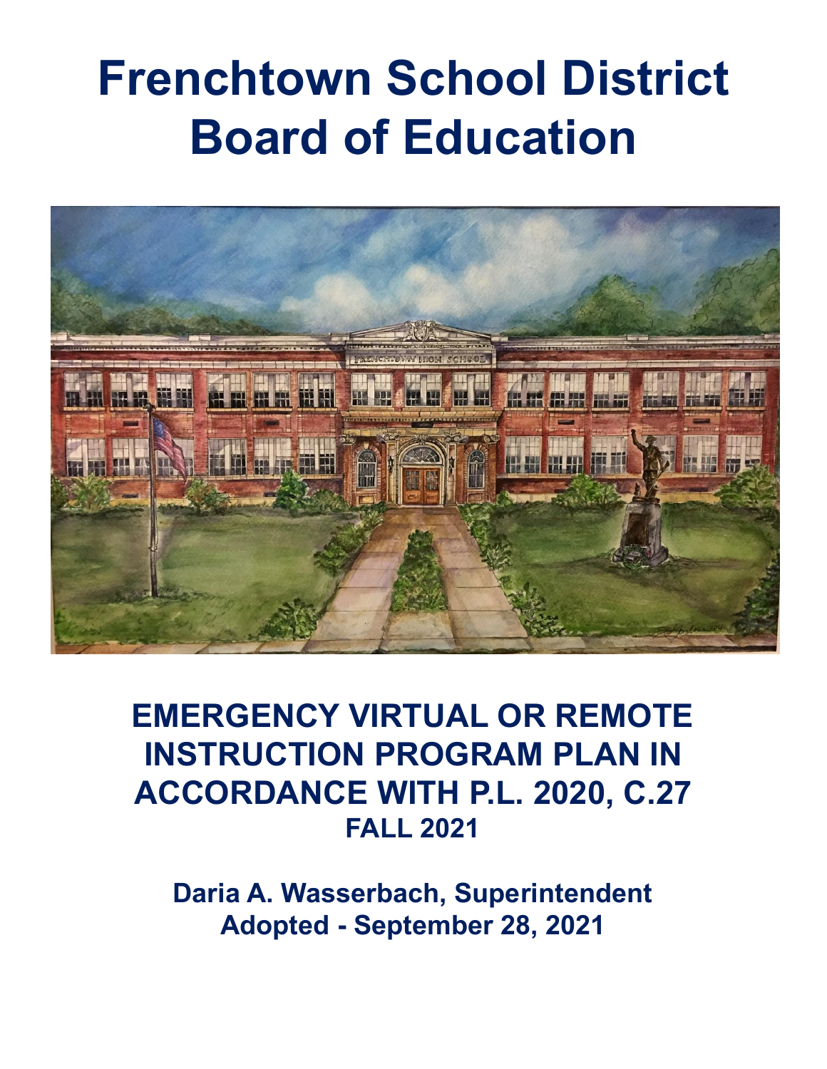# Frenchtown School District Board of Education

## EMERGENCY VIRTUAL OR REMOTE INSTRUCTION PROGRAM PLAN IN ACCORDANCE WITH P.L. 2020, C.27

### FALL 2021

**Daria A. Wasserbach, Superintendent**

**Adopted - September 28, 2021**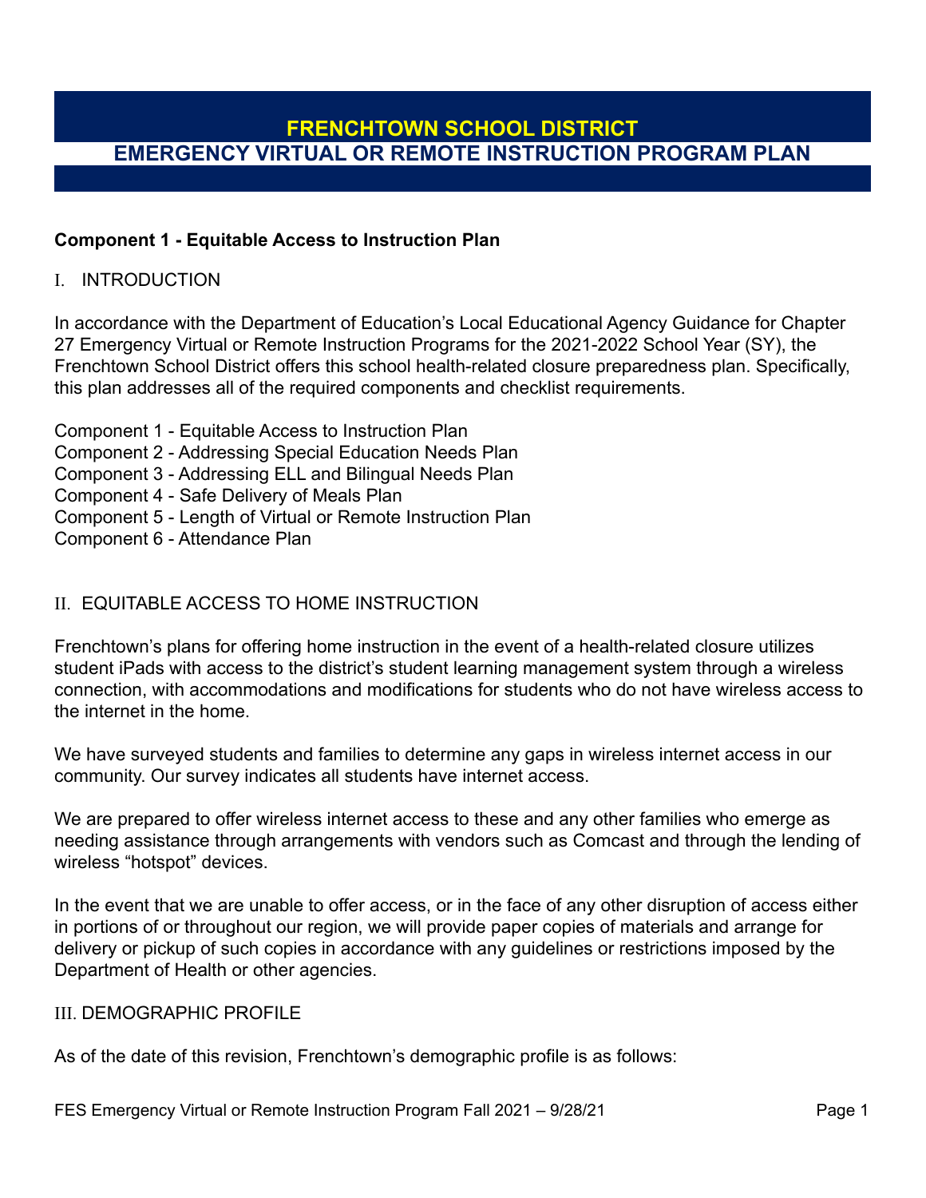# FRENCHTOWN SCHOOL DISTRICT
## EMERGENCY VIRTUAL OR REMOTE INSTRUCTION PROGRAM PLAN

**Component 1 - Equitable Access to Instruction Plan**

I. INTRODUCTION

In accordance with the Department of Education's Local Educational Agency Guidance for Chapter 27 Emergency Virtual or Remote Instruction Programs for the 2021-2022 School Year (SY), the Frenchtown School District offers this school health-related closure preparedness plan. Specifically, this plan addresses all of the required components and checklist requirements.

Component 1 - Equitable Access to Instruction Plan
Component 2 - Addressing Special Education Needs Plan
Component 3 - Addressing ELL and Bilingual Needs Plan
Component 4 - Safe Delivery of Meals Plan
Component 5 - Length of Virtual or Remote Instruction Plan
Component 6 - Attendance Plan

II. EQUITABLE ACCESS TO HOME INSTRUCTION

Frenchtown's plans for offering home instruction in the event of a health-related closure utilizes student iPads with access to the district's student learning management system through a wireless connection, with accommodations and modifications for students who do not have wireless access to the internet in the home.

We have surveyed students and families to determine any gaps in wireless internet access in our community. Our survey indicates all students have internet access.

We are prepared to offer wireless internet access to these and any other families who emerge as needing assistance through arrangements with vendors such as Comcast and through the lending of wireless "hotspot" devices.

In the event that we are unable to offer access, or in the face of any other disruption of access either in portions of or throughout our region, we will provide paper copies of materials and arrange for delivery or pickup of such copies in accordance with any guidelines or restrictions imposed by the Department of Health or other agencies.

III. DEMOGRAPHIC PROFILE

As of the date of this revision, Frenchtown's demographic profile is as follows: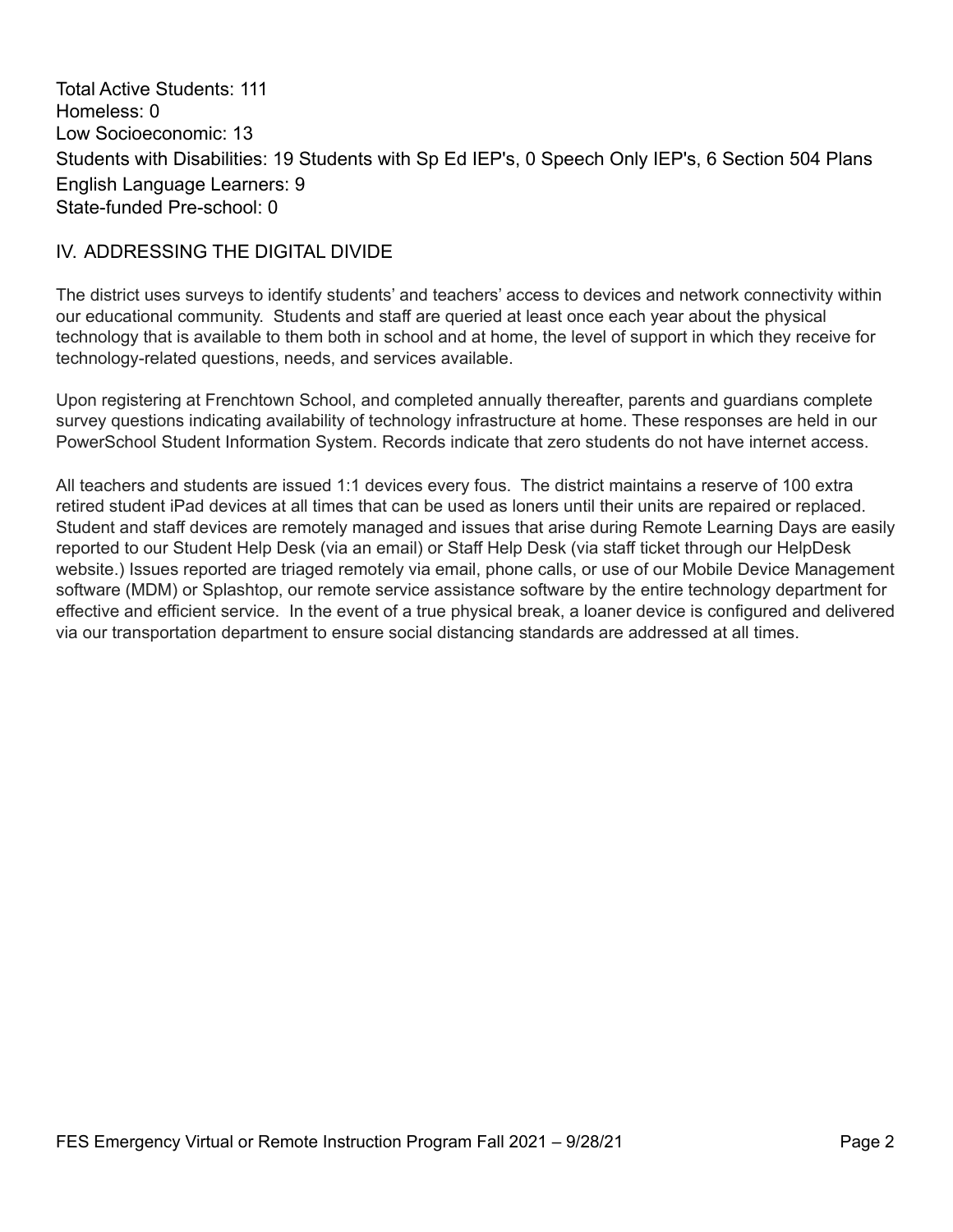Total Active Students: 111
Homeless: 0
Low Socioeconomic: 13
Students with Disabilities: 19 Students with Sp Ed IEP's, 0 Speech Only IEP's, 6 Section 504 Plans
English Language Learners: 9
State-funded Pre-school: 0

## IV. ADDRESSING THE DIGITAL DIVIDE

The district uses surveys to identify students' and teachers' access to devices and network connectivity within our educational community. Students and staff are queried at least once each year about the physical technology that is available to them both in school and at home, the level of support in which they receive for technology-related questions, needs, and services available.

Upon registering at Frenchtown School, and completed annually thereafter, parents and guardians complete survey questions indicating availability of technology infrastructure at home. These responses are held in our PowerSchool Student Information System. Records indicate that zero students do not have internet access.

All teachers and students are issued 1:1 devices every fous. The district maintains a reserve of 100 extra retired student iPad devices at all times that can be used as loners until their units are repaired or replaced. Student and staff devices are remotely managed and issues that arise during Remote Learning Days are easily reported to our Student Help Desk (via an email) or Staff Help Desk (via staff ticket through our HelpDesk website.) Issues reported are triaged remotely via email, phone calls, or use of our Mobile Device Management software (MDM) or Splashtop, our remote service assistance software by the entire technology department for effective and efficient service. In the event of a true physical break, a loaner device is configured and delivered via our transportation department to ensure social distancing standards are addressed at all times.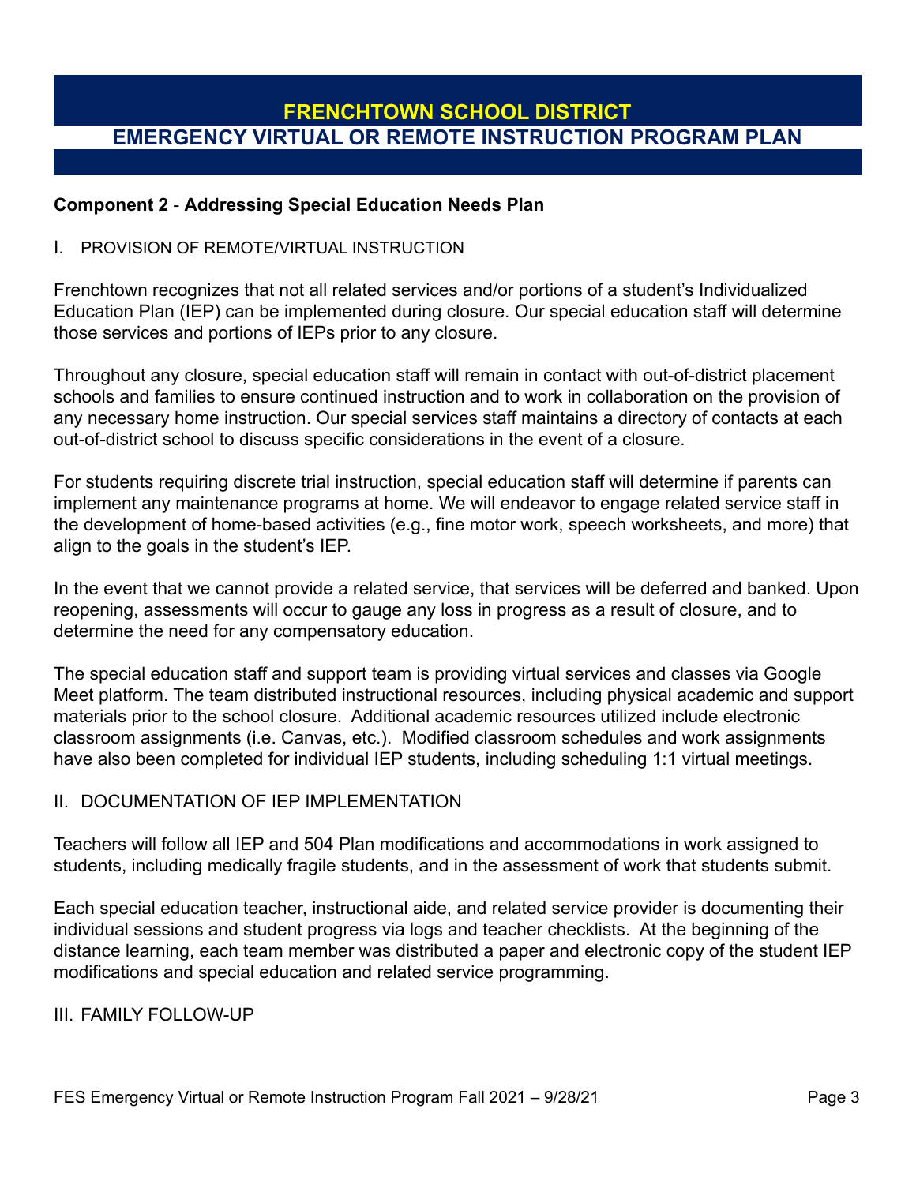# FRENCHTOWN SCHOOL DISTRICT
## EMERGENCY VIRTUAL OR REMOTE INSTRUCTION PROGRAM PLAN

**Component 2 - Addressing Special Education Needs Plan**

I. PROVISION OF REMOTE/VIRTUAL INSTRUCTION

Frenchtown recognizes that not all related services and/or portions of a student's Individualized Education Plan (IEP) can be implemented during closure. Our special education staff will determine those services and portions of IEPs prior to any closure.

Throughout any closure, special education staff will remain in contact with out-of-district placement schools and families to ensure continued instruction and to work in collaboration on the provision of any necessary home instruction. Our special services staff maintains a directory of contacts at each out-of-district school to discuss specific considerations in the event of a closure.

For students requiring discrete trial instruction, special education staff will determine if parents can implement any maintenance programs at home. We will endeavor to engage related service staff in the development of home-based activities (e.g., fine motor work, speech worksheets, and more) that align to the goals in the student's IEP.

In the event that we cannot provide a related service, that services will be deferred and banked. Upon reopening, assessments will occur to gauge any loss in progress as a result of closure, and to determine the need for any compensatory education.

The special education staff and support team is providing virtual services and classes via Google Meet platform. The team distributed instructional resources, including physical academic and support materials prior to the school closure. Additional academic resources utilized include electronic classroom assignments (i.e. Canvas, etc.). Modified classroom schedules and work assignments have also been completed for individual IEP students, including scheduling 1:1 virtual meetings.

II. DOCUMENTATION OF IEP IMPLEMENTATION

Teachers will follow all IEP and 504 Plan modifications and accommodations in work assigned to students, including medically fragile students, and in the assessment of work that students submit.

Each special education teacher, instructional aide, and related service provider is documenting their individual sessions and student progress via logs and teacher checklists. At the beginning of the distance learning, each team member was distributed a paper and electronic copy of the student IEP modifications and special education and related service programming.

III. FAMILY FOLLOW-UP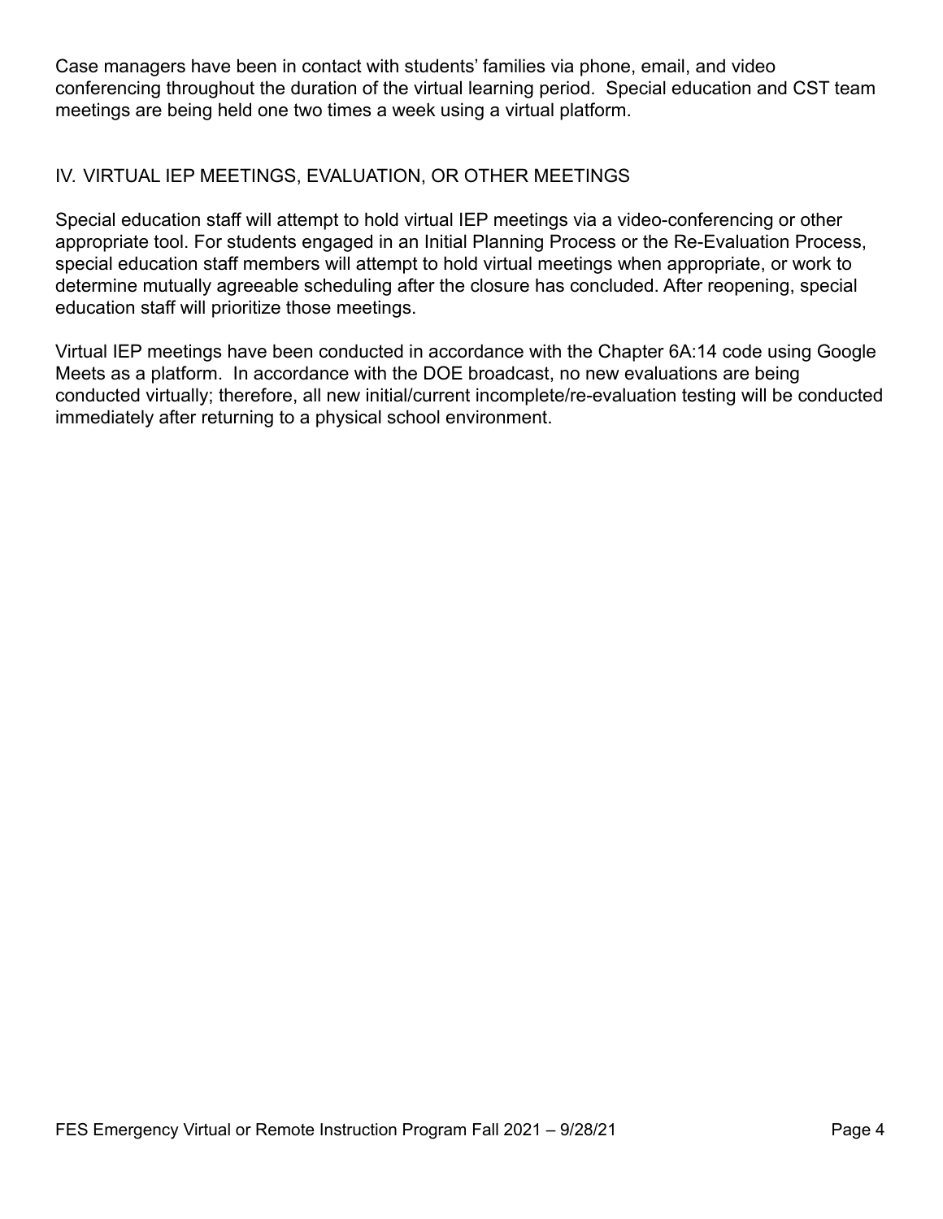Case managers have been in contact with students' families via phone, email, and video conferencing throughout the duration of the virtual learning period. Special education and CST team meetings are being held one two times a week using a virtual platform.

## IV. VIRTUAL IEP MEETINGS, EVALUATION, OR OTHER MEETINGS

Special education staff will attempt to hold virtual IEP meetings via a video-conferencing or other appropriate tool. For students engaged in an Initial Planning Process or the Re-Evaluation Process, special education staff members will attempt to hold virtual meetings when appropriate, or work to determine mutually agreeable scheduling after the closure has concluded. After reopening, special education staff will prioritize those meetings.

Virtual IEP meetings have been conducted in accordance with the Chapter 6A:14 code using Google Meets as a platform. In accordance with the DOE broadcast, no new evaluations are being conducted virtually; therefore, all new initial/current incomplete/re-evaluation testing will be conducted immediately after returning to a physical school environment.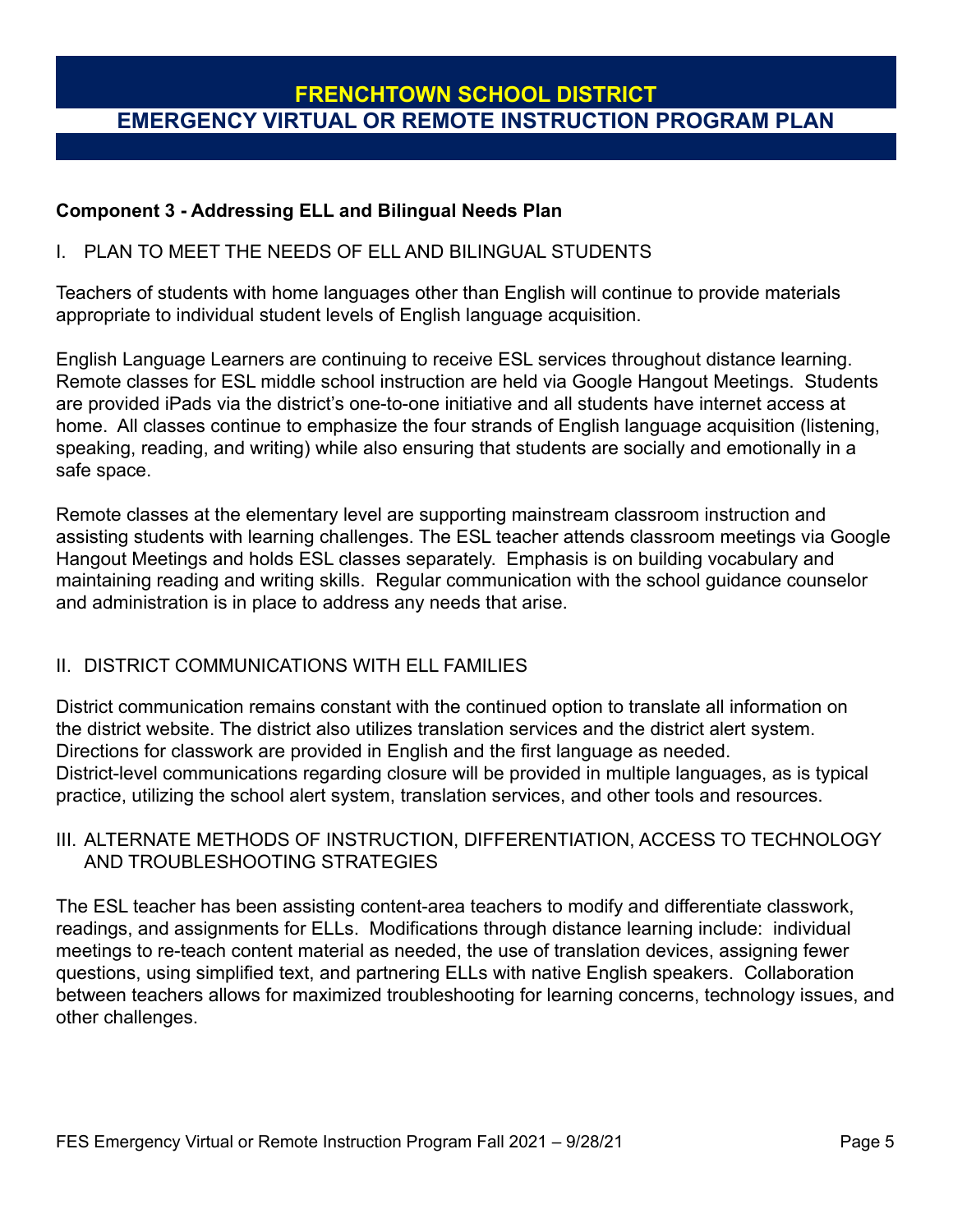# FRENCHTOWN SCHOOL DISTRICT
## EMERGENCY VIRTUAL OR REMOTE INSTRUCTION PROGRAM PLAN

**Component 3 - Addressing ELL and Bilingual Needs Plan**

I. PLAN TO MEET THE NEEDS OF ELL AND BILINGUAL STUDENTS

Teachers of students with home languages other than English will continue to provide materials appropriate to individual student levels of English language acquisition.

English Language Learners are continuing to receive ESL services throughout distance learning. Remote classes for ESL middle school instruction are held via Google Hangout Meetings. Students are provided iPads via the district's one-to-one initiative and all students have internet access at home. All classes continue to emphasize the four strands of English language acquisition (listening, speaking, reading, and writing) while also ensuring that students are socially and emotionally in a safe space.

Remote classes at the elementary level are supporting mainstream classroom instruction and assisting students with learning challenges. The ESL teacher attends classroom meetings via Google Hangout Meetings and holds ESL classes separately. Emphasis is on building vocabulary and maintaining reading and writing skills. Regular communication with the school guidance counselor and administration is in place to address any needs that arise.

II. DISTRICT COMMUNICATIONS WITH ELL FAMILIES

District communication remains constant with the continued option to translate all information on the district website. The district also utilizes translation services and the district alert system. Directions for classwork are provided in English and the first language as needed. District-level communications regarding closure will be provided in multiple languages, as is typical practice, utilizing the school alert system, translation services, and other tools and resources.

III. ALTERNATE METHODS OF INSTRUCTION, DIFFERENTIATION, ACCESS TO TECHNOLOGY AND TROUBLESHOOTING STRATEGIES

The ESL teacher has been assisting content-area teachers to modify and differentiate classwork, readings, and assignments for ELLs. Modifications through distance learning include: individual meetings to re-teach content material as needed, the use of translation devices, assigning fewer questions, using simplified text, and partnering ELLs with native English speakers. Collaboration between teachers allows for maximized troubleshooting for learning concerns, technology issues, and other challenges.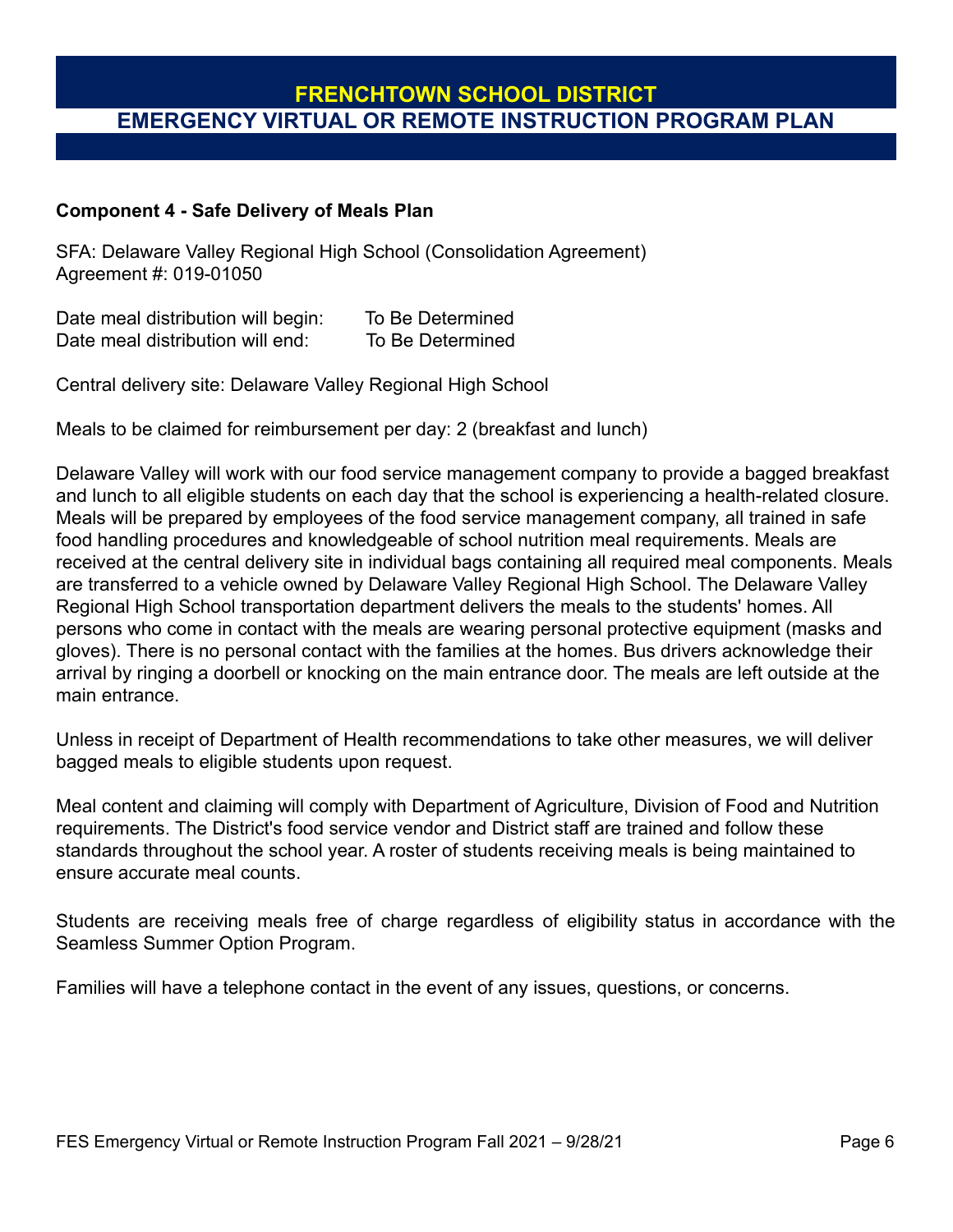# FRENCHTOWN SCHOOL DISTRICT
## EMERGENCY VIRTUAL OR REMOTE INSTRUCTION PROGRAM PLAN

**Component 4 - Safe Delivery of Meals Plan**

SFA: Delaware Valley Regional High School (Consolidation Agreement)
Agreement #: 019-01050

Date meal distribution will begin: To Be Determined
Date meal distribution will end: To Be Determined

Central delivery site: Delaware Valley Regional High School

Meals to be claimed for reimbursement per day: 2 (breakfast and lunch)

Delaware Valley will work with our food service management company to provide a bagged breakfast and lunch to all eligible students on each day that the school is experiencing a health-related closure. Meals will be prepared by employees of the food service management company, all trained in safe food handling procedures and knowledgeable of school nutrition meal requirements. Meals are received at the central delivery site in individual bags containing all required meal components. Meals are transferred to a vehicle owned by Delaware Valley Regional High School. The Delaware Valley Regional High School transportation department delivers the meals to the students' homes. All persons who come in contact with the meals are wearing personal protective equipment (masks and gloves). There is no personal contact with the families at the homes. Bus drivers acknowledge their arrival by ringing a doorbell or knocking on the main entrance door. The meals are left outside at the main entrance.

Unless in receipt of Department of Health recommendations to take other measures, we will deliver bagged meals to eligible students upon request.

Meal content and claiming will comply with Department of Agriculture, Division of Food and Nutrition requirements. The District's food service vendor and District staff are trained and follow these standards throughout the school year. A roster of students receiving meals is being maintained to ensure accurate meal counts.

Students are receiving meals free of charge regardless of eligibility status in accordance with the Seamless Summer Option Program.

Families will have a telephone contact in the event of any issues, questions, or concerns.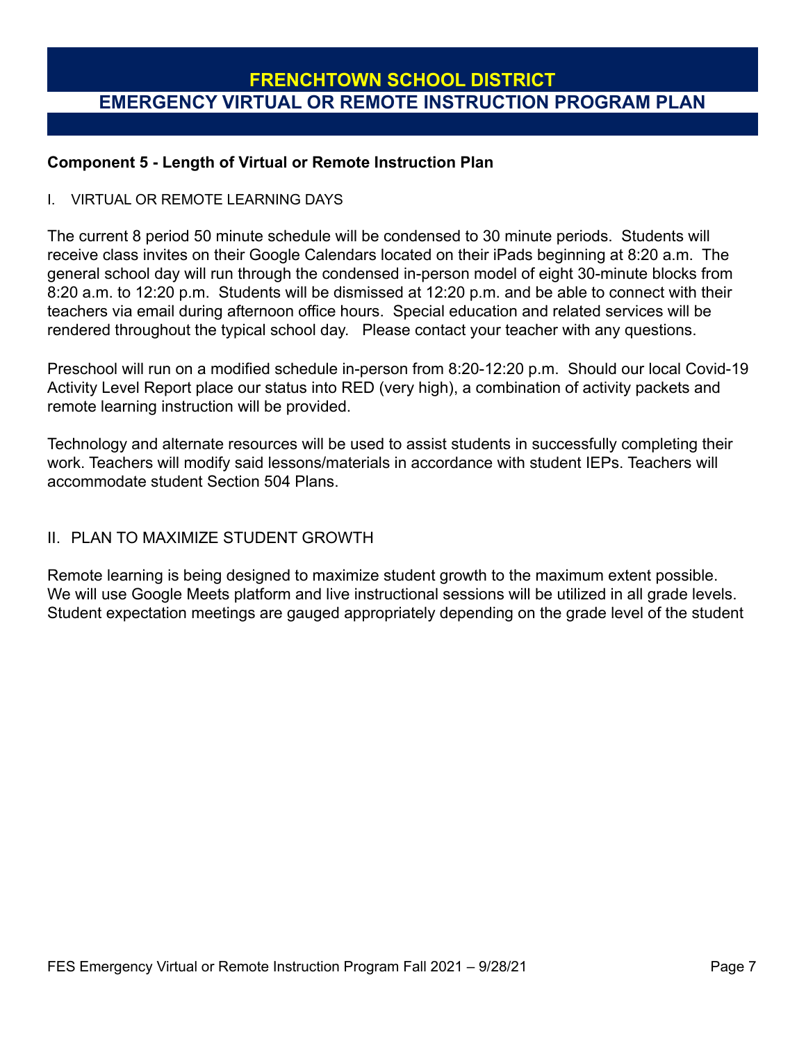# FRENCHTOWN SCHOOL DISTRICT
## EMERGENCY VIRTUAL OR REMOTE INSTRUCTION PROGRAM PLAN

**Component 5 - Length of Virtual or Remote Instruction Plan**

I. VIRTUAL OR REMOTE LEARNING DAYS

The current 8 period 50 minute schedule will be condensed to 30 minute periods. Students will receive class invites on their Google Calendars located on their iPads beginning at 8:20 a.m. The general school day will run through the condensed in-person model of eight 30-minute blocks from 8:20 a.m. to 12:20 p.m. Students will be dismissed at 12:20 p.m. and be able to connect with their teachers via email during afternoon office hours. Special education and related services will be rendered throughout the typical school day. Please contact your teacher with any questions.

Preschool will run on a modified schedule in-person from 8:20-12:20 p.m. Should our local Covid-19 Activity Level Report place our status into RED (very high), a combination of activity packets and remote learning instruction will be provided.

Technology and alternate resources will be used to assist students in successfully completing their work. Teachers will modify said lessons/materials in accordance with student IEPs. Teachers will accommodate student Section 504 Plans.

II. PLAN TO MAXIMIZE STUDENT GROWTH

Remote learning is being designed to maximize student growth to the maximum extent possible. We will use Google Meets platform and live instructional sessions will be utilized in all grade levels. Student expectation meetings are gauged appropriately depending on the grade level of the student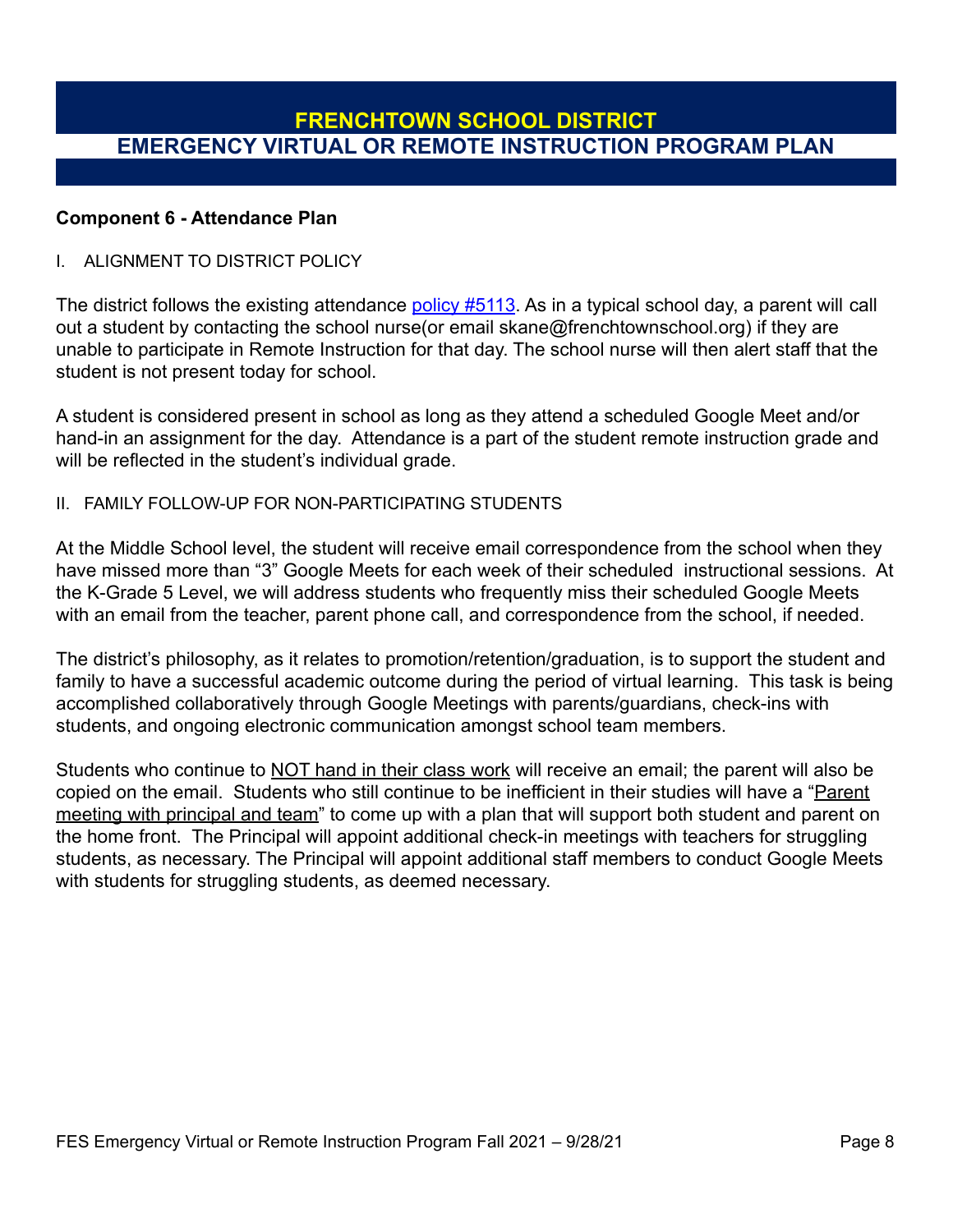# FRENCHTOWN SCHOOL DISTRICT
## EMERGENCY VIRTUAL OR REMOTE INSTRUCTION PROGRAM PLAN

**Component 6 - Attendance Plan**

I. ALIGNMENT TO DISTRICT POLICY

The district follows the existing attendance policy #5113. As in a typical school day, a parent will call out a student by contacting the school nurse(or email skane@frenchtownschool.org) if they are unable to participate in Remote Instruction for that day. The school nurse will then alert staff that the student is not present today for school.

A student is considered present in school as long as they attend a scheduled Google Meet and/or hand-in an assignment for the day. Attendance is a part of the student remote instruction grade and will be reflected in the student's individual grade.

II. FAMILY FOLLOW-UP FOR NON-PARTICIPATING STUDENTS

At the Middle School level, the student will receive email correspondence from the school when they have missed more than "3" Google Meets for each week of their scheduled instructional sessions. At the K-Grade 5 Level, we will address students who frequently miss their scheduled Google Meets with an email from the teacher, parent phone call, and correspondence from the school, if needed.

The district's philosophy, as it relates to promotion/retention/graduation, is to support the student and family to have a successful academic outcome during the period of virtual learning. This task is being accomplished collaboratively through Google Meetings with parents/guardians, check-ins with students, and ongoing electronic communication amongst school team members.

Students who continue to NOT hand in their class work will receive an email; the parent will also be copied on the email. Students who still continue to be inefficient in their studies will have a "Parent meeting with principal and team" to come up with a plan that will support both student and parent on the home front. The Principal will appoint additional check-in meetings with teachers for struggling students, as necessary. The Principal will appoint additional staff members to conduct Google Meets with students for struggling students, as deemed necessary.